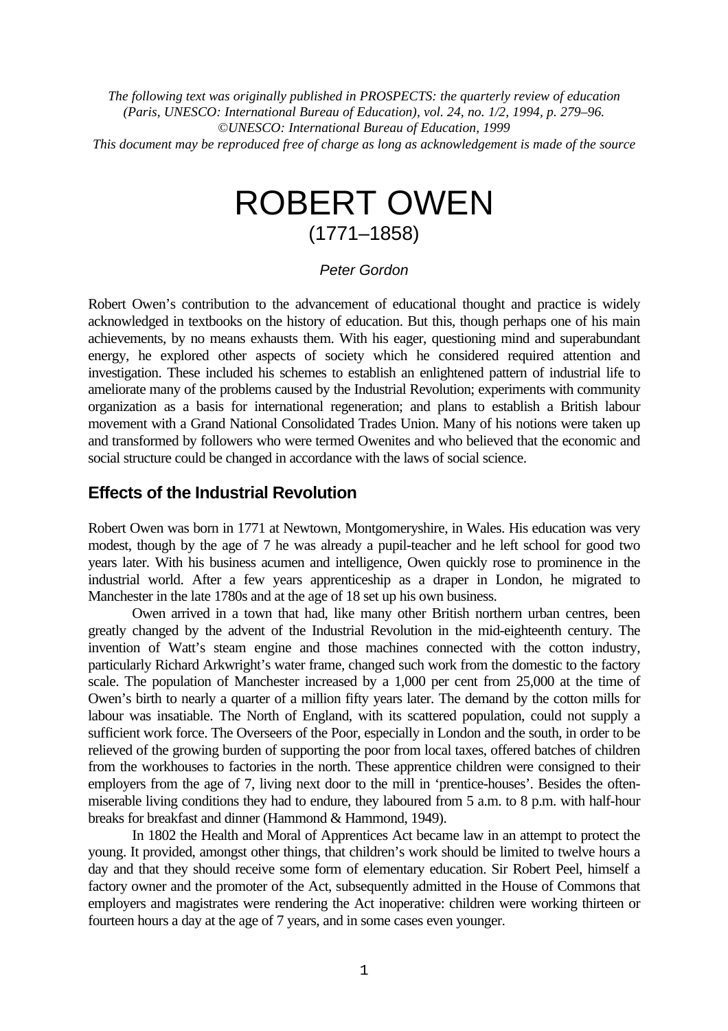*The following text was originally published in PROSPECTS: the quarterly review of education (Paris, UNESCO: International Bureau of Education), vol. 24, no. 1/2, 1994, p. 279–96.*
*©UNESCO: International Bureau of Education, 1999*
*This document may be reproduced free of charge as long as acknowledgement is made of the source*

# ROBERT OWEN
(1771–1858)

*Peter Gordon*

Robert Owen's contribution to the advancement of educational thought and practice is widely acknowledged in textbooks on the history of education. But this, though perhaps one of his main achievements, by no means exhausts them. With his eager, questioning mind and superabundant energy, he explored other aspects of society which he considered required attention and investigation. These included his schemes to establish an enlightened pattern of industrial life to ameliorate many of the problems caused by the Industrial Revolution; experiments with community organization as a basis for international regeneration; and plans to establish a British labour movement with a Grand National Consolidated Trades Union. Many of his notions were taken up and transformed by followers who were termed Owenites and who believed that the economic and social structure could be changed in accordance with the laws of social science.

## Effects of the Industrial Revolution

Robert Owen was born in 1771 at Newtown, Montgomeryshire, in Wales. His education was very modest, though by the age of 7 he was already a pupil-teacher and he left school for good two years later. With his business acumen and intelligence, Owen quickly rose to prominence in the industrial world. After a few years apprenticeship as a draper in London, he migrated to Manchester in the late 1780s and at the age of 18 set up his own business.

Owen arrived in a town that had, like many other British northern urban centres, been greatly changed by the advent of the Industrial Revolution in the mid-eighteenth century. The invention of Watt's steam engine and those machines connected with the cotton industry, particularly Richard Arkwright's water frame, changed such work from the domestic to the factory scale. The population of Manchester increased by a 1,000 per cent from 25,000 at the time of Owen's birth to nearly a quarter of a million fifty years later. The demand by the cotton mills for labour was insatiable. The North of England, with its scattered population, could not supply a sufficient work force. The Overseers of the Poor, especially in London and the south, in order to be relieved of the growing burden of supporting the poor from local taxes, offered batches of children from the workhouses to factories in the north. These apprentice children were consigned to their employers from the age of 7, living next door to the mill in 'prentice-houses'. Besides the often-miserable living conditions they had to endure, they laboured from 5 a.m. to 8 p.m. with half-hour breaks for breakfast and dinner (Hammond & Hammond, 1949).

In 1802 the Health and Moral of Apprentices Act became law in an attempt to protect the young. It provided, amongst other things, that children's work should be limited to twelve hours a day and that they should receive some form of elementary education. Sir Robert Peel, himself a factory owner and the promoter of the Act, subsequently admitted in the House of Commons that employers and magistrates were rendering the Act inoperative: children were working thirteen or fourteen hours a day at the age of 7 years, and in some cases even younger.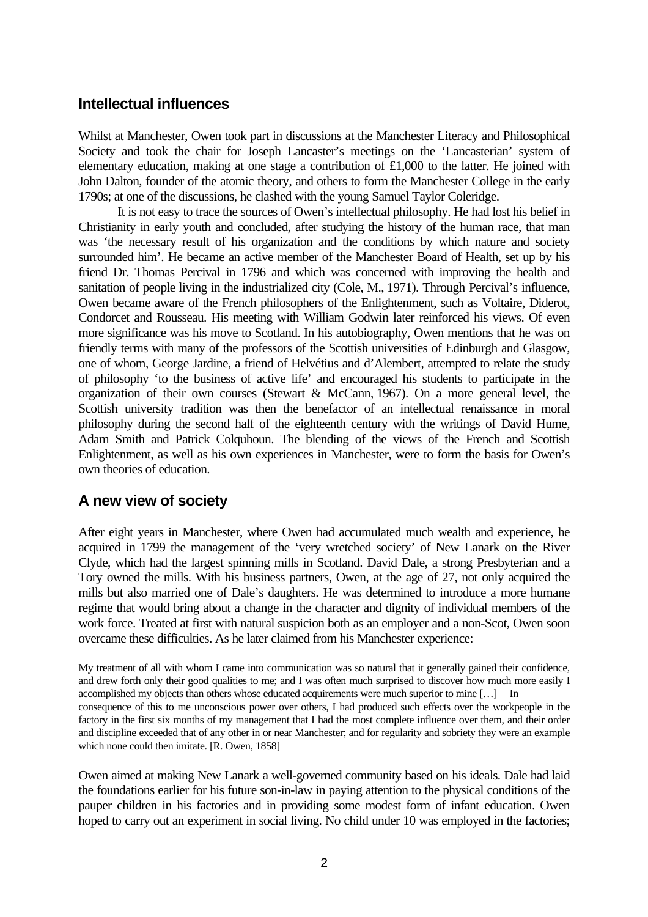## Intellectual influences

Whilst at Manchester, Owen took part in discussions at the Manchester Literacy and Philosophical Society and took the chair for Joseph Lancaster's meetings on the 'Lancasterian' system of elementary education, making at one stage a contribution of £1,000 to the latter. He joined with John Dalton, founder of the atomic theory, and others to form the Manchester College in the early 1790s; at one of the discussions, he clashed with the young Samuel Taylor Coleridge.

It is not easy to trace the sources of Owen's intellectual philosophy. He had lost his belief in Christianity in early youth and concluded, after studying the history of the human race, that man was 'the necessary result of his organization and the conditions by which nature and society surrounded him'. He became an active member of the Manchester Board of Health, set up by his friend Dr. Thomas Percival in 1796 and which was concerned with improving the health and sanitation of people living in the industrialized city (Cole, M., 1971). Through Percival's influence, Owen became aware of the French philosophers of the Enlightenment, such as Voltaire, Diderot, Condorcet and Rousseau. His meeting with William Godwin later reinforced his views. Of even more significance was his move to Scotland. In his autobiography, Owen mentions that he was on friendly terms with many of the professors of the Scottish universities of Edinburgh and Glasgow, one of whom, George Jardine, a friend of Helvétius and d'Alembert, attempted to relate the study of philosophy 'to the business of active life' and encouraged his students to participate in the organization of their own courses (Stewart & McCann, 1967). On a more general level, the Scottish university tradition was then the benefactor of an intellectual renaissance in moral philosophy during the second half of the eighteenth century with the writings of David Hume, Adam Smith and Patrick Colquhoun. The blending of the views of the French and Scottish Enlightenment, as well as his own experiences in Manchester, were to form the basis for Owen's own theories of education.

## A new view of society

After eight years in Manchester, where Owen had accumulated much wealth and experience, he acquired in 1799 the management of the 'very wretched society' of New Lanark on the River Clyde, which had the largest spinning mills in Scotland. David Dale, a strong Presbyterian and a Tory owned the mills. With his business partners, Owen, at the age of 27, not only acquired the mills but also married one of Dale's daughters. He was determined to introduce a more humane regime that would bring about a change in the character and dignity of individual members of the work force. Treated at first with natural suspicion both as an employer and a non-Scot, Owen soon overcame these difficulties. As he later claimed from his Manchester experience:

> My treatment of all with whom I came into communication was so natural that it generally gained their confidence, and drew forth only their good qualities to me; and I was often much surprised to discover how much more easily I accomplished my objects than others whose educated acquirements were much superior to mine […] In consequence of this to me unconscious power over others, I had produced such effects over the workpeople in the factory in the first six months of my management that I had the most complete influence over them, and their order and discipline exceeded that of any other in or near Manchester; and for regularity and sobriety they were an example which none could then imitate. [R. Owen, 1858]

Owen aimed at making New Lanark a well-governed community based on his ideals. Dale had laid the foundations earlier for his future son-in-law in paying attention to the physical conditions of the pauper children in his factories and in providing some modest form of infant education. Owen hoped to carry out an experiment in social living. No child under 10 was employed in the factories;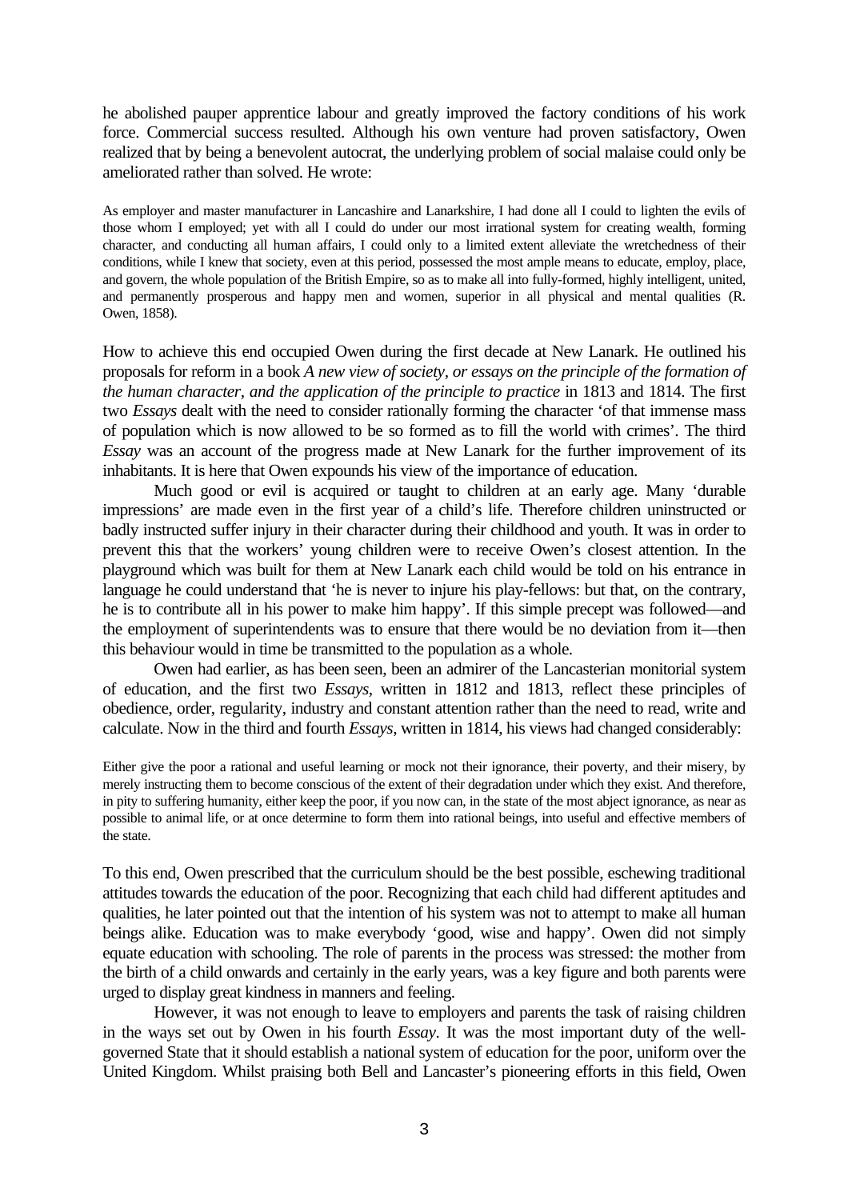he abolished pauper apprentice labour and greatly improved the factory conditions of his work force. Commercial success resulted. Although his own venture had proven satisfactory, Owen realized that by being a benevolent autocrat, the underlying problem of social malaise could only be ameliorated rather than solved. He wrote:

> As employer and master manufacturer in Lancashire and Lanarkshire, I had done all I could to lighten the evils of those whom I employed; yet with all I could do under our most irrational system for creating wealth, forming character, and conducting all human affairs, I could only to a limited extent alleviate the wretchedness of their conditions, while I knew that society, even at this period, possessed the most ample means to educate, employ, place, and govern, the whole population of the British Empire, so as to make all into fully-formed, highly intelligent, united, and permanently prosperous and happy men and women, superior in all physical and mental qualities (R. Owen, 1858).

How to achieve this end occupied Owen during the first decade at New Lanark. He outlined his proposals for reform in a book *A new view of society, or essays on the principle of the formation of the human character, and the application of the principle to practice* in 1813 and 1814. The first two *Essays* dealt with the need to consider rationally forming the character 'of that immense mass of population which is now allowed to be so formed as to fill the world with crimes'. The third *Essay* was an account of the progress made at New Lanark for the further improvement of its inhabitants. It is here that Owen expounds his view of the importance of education.

Much good or evil is acquired or taught to children at an early age. Many 'durable impressions' are made even in the first year of a child's life. Therefore children uninstructed or badly instructed suffer injury in their character during their childhood and youth. It was in order to prevent this that the workers' young children were to receive Owen's closest attention. In the playground which was built for them at New Lanark each child would be told on his entrance in language he could understand that 'he is never to injure his play-fellows: but that, on the contrary, he is to contribute all in his power to make him happy'. If this simple precept was followed—and the employment of superintendents was to ensure that there would be no deviation from it—then this behaviour would in time be transmitted to the population as a whole.

Owen had earlier, as has been seen, been an admirer of the Lancasterian monitorial system of education, and the first two *Essays*, written in 1812 and 1813, reflect these principles of obedience, order, regularity, industry and constant attention rather than the need to read, write and calculate. Now in the third and fourth *Essays*, written in 1814, his views had changed considerably:

> Either give the poor a rational and useful learning or mock not their ignorance, their poverty, and their misery, by merely instructing them to become conscious of the extent of their degradation under which they exist. And therefore, in pity to suffering humanity, either keep the poor, if you now can, in the state of the most abject ignorance, as near as possible to animal life, or at once determine to form them into rational beings, into useful and effective members of the state.

To this end, Owen prescribed that the curriculum should be the best possible, eschewing traditional attitudes towards the education of the poor. Recognizing that each child had different aptitudes and qualities, he later pointed out that the intention of his system was not to attempt to make all human beings alike. Education was to make everybody 'good, wise and happy'. Owen did not simply equate education with schooling. The role of parents in the process was stressed: the mother from the birth of a child onwards and certainly in the early years, was a key figure and both parents were urged to display great kindness in manners and feeling.

However, it was not enough to leave to employers and parents the task of raising children in the ways set out by Owen in his fourth *Essay*. It was the most important duty of the well-governed State that it should establish a national system of education for the poor, uniform over the United Kingdom. Whilst praising both Bell and Lancaster's pioneering efforts in this field, Owen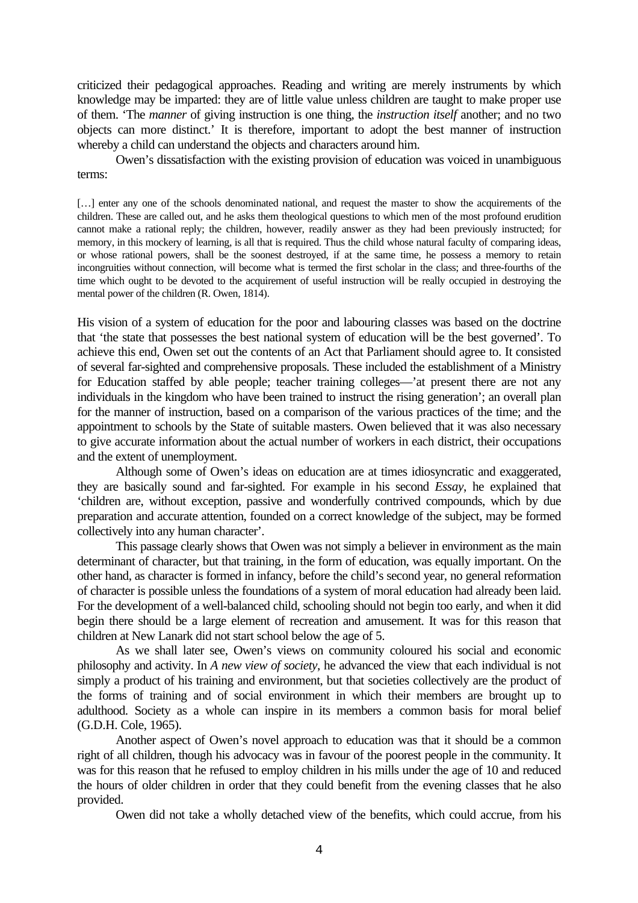criticized their pedagogical approaches. Reading and writing are merely instruments by which knowledge may be imparted: they are of little value unless children are taught to make proper use of them. 'The *manner* of giving instruction is one thing, the *instruction itself* another; and no two objects can more distinct.' It is therefore, important to adopt the best manner of instruction whereby a child can understand the objects and characters around him.

Owen's dissatisfaction with the existing provision of education was voiced in unambiguous terms:

> […] enter any one of the schools denominated national, and request the master to show the acquirements of the children. These are called out, and he asks them theological questions to which men of the most profound erudition cannot make a rational reply; the children, however, readily answer as they had been previously instructed; for memory, in this mockery of learning, is all that is required. Thus the child whose natural faculty of comparing ideas, or whose rational powers, shall be the soonest destroyed, if at the same time, he possess a memory to retain incongruities without connection, will become what is termed the first scholar in the class; and three-fourths of the time which ought to be devoted to the acquirement of useful instruction will be really occupied in destroying the mental power of the children (R. Owen, 1814).

His vision of a system of education for the poor and labouring classes was based on the doctrine that 'the state that possesses the best national system of education will be the best governed'. To achieve this end, Owen set out the contents of an Act that Parliament should agree to. It consisted of several far-sighted and comprehensive proposals. These included the establishment of a Ministry for Education staffed by able people; teacher training colleges—'at present there are not any individuals in the kingdom who have been trained to instruct the rising generation'; an overall plan for the manner of instruction, based on a comparison of the various practices of the time; and the appointment to schools by the State of suitable masters. Owen believed that it was also necessary to give accurate information about the actual number of workers in each district, their occupations and the extent of unemployment.

Although some of Owen's ideas on education are at times idiosyncratic and exaggerated, they are basically sound and far-sighted. For example in his second *Essay*, he explained that 'children are, without exception, passive and wonderfully contrived compounds, which by due preparation and accurate attention, founded on a correct knowledge of the subject, may be formed collectively into any human character'.

This passage clearly shows that Owen was not simply a believer in environment as the main determinant of character, but that training, in the form of education, was equally important. On the other hand, as character is formed in infancy, before the child's second year, no general reformation of character is possible unless the foundations of a system of moral education had already been laid. For the development of a well-balanced child, schooling should not begin too early, and when it did begin there should be a large element of recreation and amusement. It was for this reason that children at New Lanark did not start school below the age of 5.

As we shall later see, Owen's views on community coloured his social and economic philosophy and activity. In *A new view of society*, he advanced the view that each individual is not simply a product of his training and environment, but that societies collectively are the product of the forms of training and of social environment in which their members are brought up to adulthood. Society as a whole can inspire in its members a common basis for moral belief (G.D.H. Cole, 1965).

Another aspect of Owen's novel approach to education was that it should be a common right of all children, though his advocacy was in favour of the poorest people in the community. It was for this reason that he refused to employ children in his mills under the age of 10 and reduced the hours of older children in order that they could benefit from the evening classes that he also provided.

Owen did not take a wholly detached view of the benefits, which could accrue, from his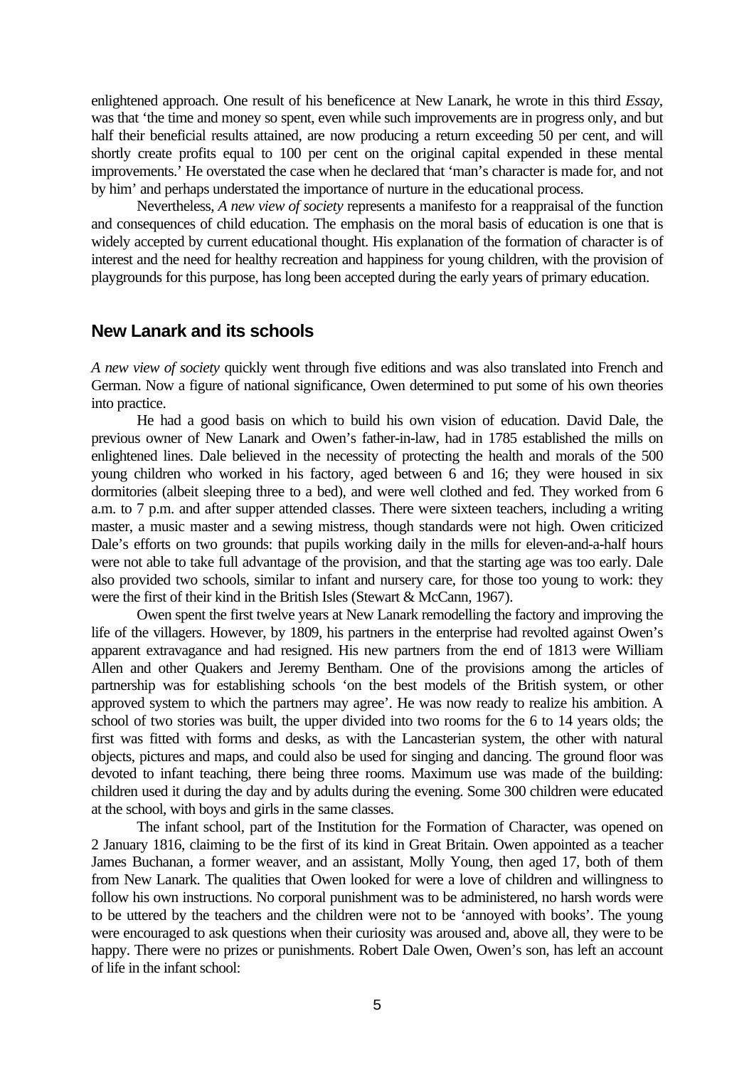enlightened approach. One result of his beneficence at New Lanark, he wrote in this third *Essay*, was that 'the time and money so spent, even while such improvements are in progress only, and but half their beneficial results attained, are now producing a return exceeding 50 per cent, and will shortly create profits equal to 100 per cent on the original capital expended in these mental improvements.' He overstated the case when he declared that 'man's character is made for, and not by him' and perhaps understated the importance of nurture in the educational process.

Nevertheless, *A new view of society* represents a manifesto for a reappraisal of the function and consequences of child education. The emphasis on the moral basis of education is one that is widely accepted by current educational thought. His explanation of the formation of character is of interest and the need for healthy recreation and happiness for young children, with the provision of playgrounds for this purpose, has long been accepted during the early years of primary education.

## New Lanark and its schools

*A new view of society* quickly went through five editions and was also translated into French and German. Now a figure of national significance, Owen determined to put some of his own theories into practice.

He had a good basis on which to build his own vision of education. David Dale, the previous owner of New Lanark and Owen's father-in-law, had in 1785 established the mills on enlightened lines. Dale believed in the necessity of protecting the health and morals of the 500 young children who worked in his factory, aged between 6 and 16; they were housed in six dormitories (albeit sleeping three to a bed), and were well clothed and fed. They worked from 6 a.m. to 7 p.m. and after supper attended classes. There were sixteen teachers, including a writing master, a music master and a sewing mistress, though standards were not high. Owen criticized Dale's efforts on two grounds: that pupils working daily in the mills for eleven-and-a-half hours were not able to take full advantage of the provision, and that the starting age was too early. Dale also provided two schools, similar to infant and nursery care, for those too young to work: they were the first of their kind in the British Isles (Stewart & McCann, 1967).

Owen spent the first twelve years at New Lanark remodelling the factory and improving the life of the villagers. However, by 1809, his partners in the enterprise had revolted against Owen's apparent extravagance and had resigned. His new partners from the end of 1813 were William Allen and other Quakers and Jeremy Bentham. One of the provisions among the articles of partnership was for establishing schools 'on the best models of the British system, or other approved system to which the partners may agree'. He was now ready to realize his ambition. A school of two stories was built, the upper divided into two rooms for the 6 to 14 years olds; the first was fitted with forms and desks, as with the Lancasterian system, the other with natural objects, pictures and maps, and could also be used for singing and dancing. The ground floor was devoted to infant teaching, there being three rooms. Maximum use was made of the building: children used it during the day and by adults during the evening. Some 300 children were educated at the school, with boys and girls in the same classes.

The infant school, part of the Institution for the Formation of Character, was opened on 2 January 1816, claiming to be the first of its kind in Great Britain. Owen appointed as a teacher James Buchanan, a former weaver, and an assistant, Molly Young, then aged 17, both of them from New Lanark. The qualities that Owen looked for were a love of children and willingness to follow his own instructions. No corporal punishment was to be administered, no harsh words were to be uttered by the teachers and the children were not to be 'annoyed with books'. The young were encouraged to ask questions when their curiosity was aroused and, above all, they were to be happy. There were no prizes or punishments. Robert Dale Owen, Owen's son, has left an account of life in the infant school: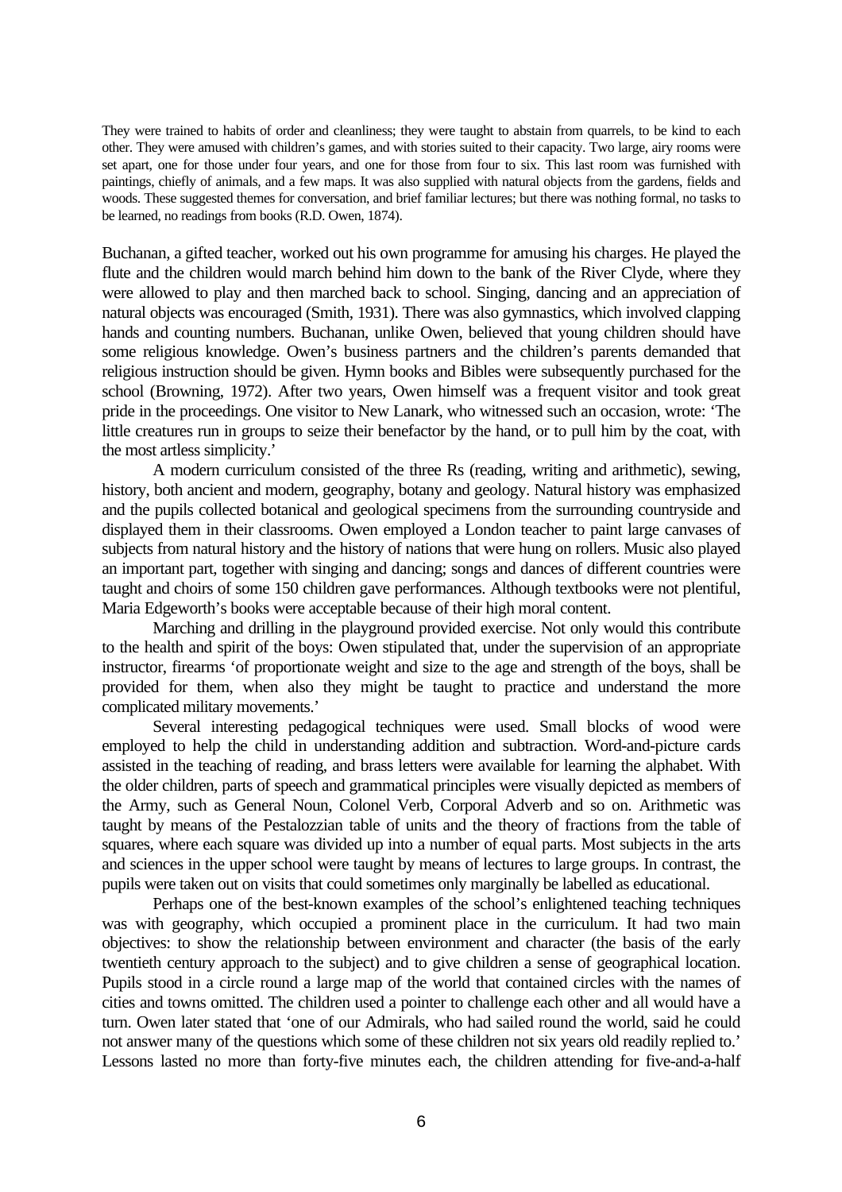> They were trained to habits of order and cleanliness; they were taught to abstain from quarrels, to be kind to each other. They were amused with children's games, and with stories suited to their capacity. Two large, airy rooms were set apart, one for those under four years, and one for those from four to six. This last room was furnished with paintings, chiefly of animals, and a few maps. It was also supplied with natural objects from the gardens, fields and woods. These suggested themes for conversation, and brief familiar lectures; but there was nothing formal, no tasks to be learned, no readings from books (R.D. Owen, 1874).

Buchanan, a gifted teacher, worked out his own programme for amusing his charges. He played the flute and the children would march behind him down to the bank of the River Clyde, where they were allowed to play and then marched back to school. Singing, dancing and an appreciation of natural objects was encouraged (Smith, 1931). There was also gymnastics, which involved clapping hands and counting numbers. Buchanan, unlike Owen, believed that young children should have some religious knowledge. Owen's business partners and the children's parents demanded that religious instruction should be given. Hymn books and Bibles were subsequently purchased for the school (Browning, 1972). After two years, Owen himself was a frequent visitor and took great pride in the proceedings. One visitor to New Lanark, who witnessed such an occasion, wrote: 'The little creatures run in groups to seize their benefactor by the hand, or to pull him by the coat, with the most artless simplicity.'

A modern curriculum consisted of the three Rs (reading, writing and arithmetic), sewing, history, both ancient and modern, geography, botany and geology. Natural history was emphasized and the pupils collected botanical and geological specimens from the surrounding countryside and displayed them in their classrooms. Owen employed a London teacher to paint large canvases of subjects from natural history and the history of nations that were hung on rollers. Music also played an important part, together with singing and dancing; songs and dances of different countries were taught and choirs of some 150 children gave performances. Although textbooks were not plentiful, Maria Edgeworth's books were acceptable because of their high moral content.

Marching and drilling in the playground provided exercise. Not only would this contribute to the health and spirit of the boys: Owen stipulated that, under the supervision of an appropriate instructor, firearms 'of proportionate weight and size to the age and strength of the boys, shall be provided for them, when also they might be taught to practice and understand the more complicated military movements.'

Several interesting pedagogical techniques were used. Small blocks of wood were employed to help the child in understanding addition and subtraction. Word-and-picture cards assisted in the teaching of reading, and brass letters were available for learning the alphabet. With the older children, parts of speech and grammatical principles were visually depicted as members of the Army, such as General Noun, Colonel Verb, Corporal Adverb and so on. Arithmetic was taught by means of the Pestalozzian table of units and the theory of fractions from the table of squares, where each square was divided up into a number of equal parts. Most subjects in the arts and sciences in the upper school were taught by means of lectures to large groups. In contrast, the pupils were taken out on visits that could sometimes only marginally be labelled as educational.

Perhaps one of the best-known examples of the school's enlightened teaching techniques was with geography, which occupied a prominent place in the curriculum. It had two main objectives: to show the relationship between environment and character (the basis of the early twentieth century approach to the subject) and to give children a sense of geographical location. Pupils stood in a circle round a large map of the world that contained circles with the names of cities and towns omitted. The children used a pointer to challenge each other and all would have a turn. Owen later stated that 'one of our Admirals, who had sailed round the world, said he could not answer many of the questions which some of these children not six years old readily replied to.' Lessons lasted no more than forty-five minutes each, the children attending for five-and-a-half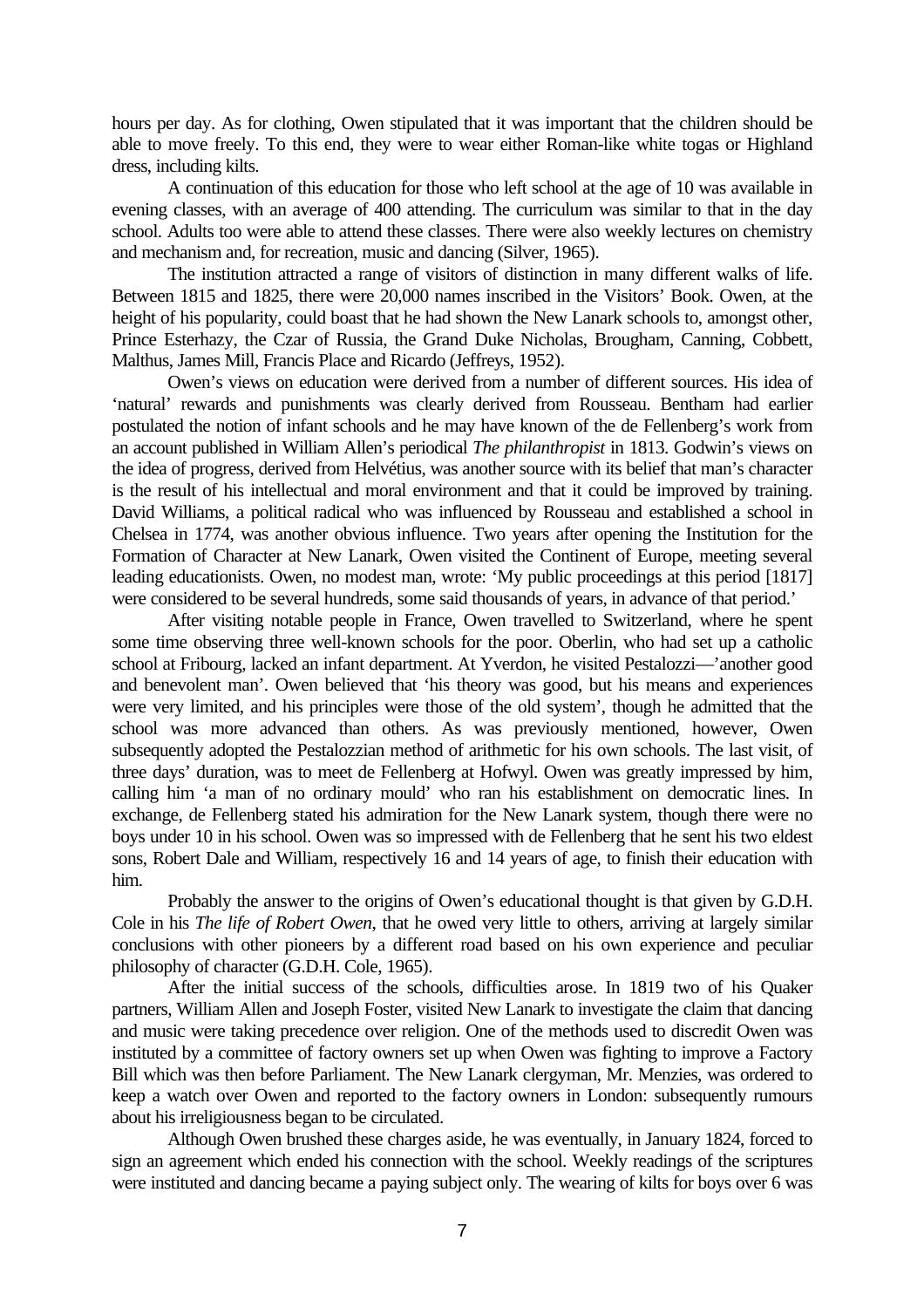hours per day. As for clothing, Owen stipulated that it was important that the children should be able to move freely. To this end, they were to wear either Roman-like white togas or Highland dress, including kilts.

A continuation of this education for those who left school at the age of 10 was available in evening classes, with an average of 400 attending. The curriculum was similar to that in the day school. Adults too were able to attend these classes. There were also weekly lectures on chemistry and mechanism and, for recreation, music and dancing (Silver, 1965).

The institution attracted a range of visitors of distinction in many different walks of life. Between 1815 and 1825, there were 20,000 names inscribed in the Visitors' Book. Owen, at the height of his popularity, could boast that he had shown the New Lanark schools to, amongst other, Prince Esterhazy, the Czar of Russia, the Grand Duke Nicholas, Brougham, Canning, Cobbett, Malthus, James Mill, Francis Place and Ricardo (Jeffreys, 1952).

Owen's views on education were derived from a number of different sources. His idea of 'natural' rewards and punishments was clearly derived from Rousseau. Bentham had earlier postulated the notion of infant schools and he may have known of the de Fellenberg's work from an account published in William Allen's periodical *The philanthropist* in 1813. Godwin's views on the idea of progress, derived from Helvétius, was another source with its belief that man's character is the result of his intellectual and moral environment and that it could be improved by training. David Williams, a political radical who was influenced by Rousseau and established a school in Chelsea in 1774, was another obvious influence. Two years after opening the Institution for the Formation of Character at New Lanark, Owen visited the Continent of Europe, meeting several leading educationists. Owen, no modest man, wrote: 'My public proceedings at this period [1817] were considered to be several hundreds, some said thousands of years, in advance of that period.'

After visiting notable people in France, Owen travelled to Switzerland, where he spent some time observing three well-known schools for the poor. Oberlin, who had set up a catholic school at Fribourg, lacked an infant department. At Yverdon, he visited Pestalozzi—'another good and benevolent man'. Owen believed that 'his theory was good, but his means and experiences were very limited, and his principles were those of the old system', though he admitted that the school was more advanced than others. As was previously mentioned, however, Owen subsequently adopted the Pestalozzian method of arithmetic for his own schools. The last visit, of three days' duration, was to meet de Fellenberg at Hofwyl. Owen was greatly impressed by him, calling him 'a man of no ordinary mould' who ran his establishment on democratic lines. In exchange, de Fellenberg stated his admiration for the New Lanark system, though there were no boys under 10 in his school. Owen was so impressed with de Fellenberg that he sent his two eldest sons, Robert Dale and William, respectively 16 and 14 years of age, to finish their education with him.

Probably the answer to the origins of Owen's educational thought is that given by G.D.H. Cole in his *The life of Robert Owen*, that he owed very little to others, arriving at largely similar conclusions with other pioneers by a different road based on his own experience and peculiar philosophy of character (G.D.H. Cole, 1965).

After the initial success of the schools, difficulties arose. In 1819 two of his Quaker partners, William Allen and Joseph Foster, visited New Lanark to investigate the claim that dancing and music were taking precedence over religion. One of the methods used to discredit Owen was instituted by a committee of factory owners set up when Owen was fighting to improve a Factory Bill which was then before Parliament. The New Lanark clergyman, Mr. Menzies, was ordered to keep a watch over Owen and reported to the factory owners in London: subsequently rumours about his irreligiousness began to be circulated.

Although Owen brushed these charges aside, he was eventually, in January 1824, forced to sign an agreement which ended his connection with the school. Weekly readings of the scriptures were instituted and dancing became a paying subject only. The wearing of kilts for boys over 6 was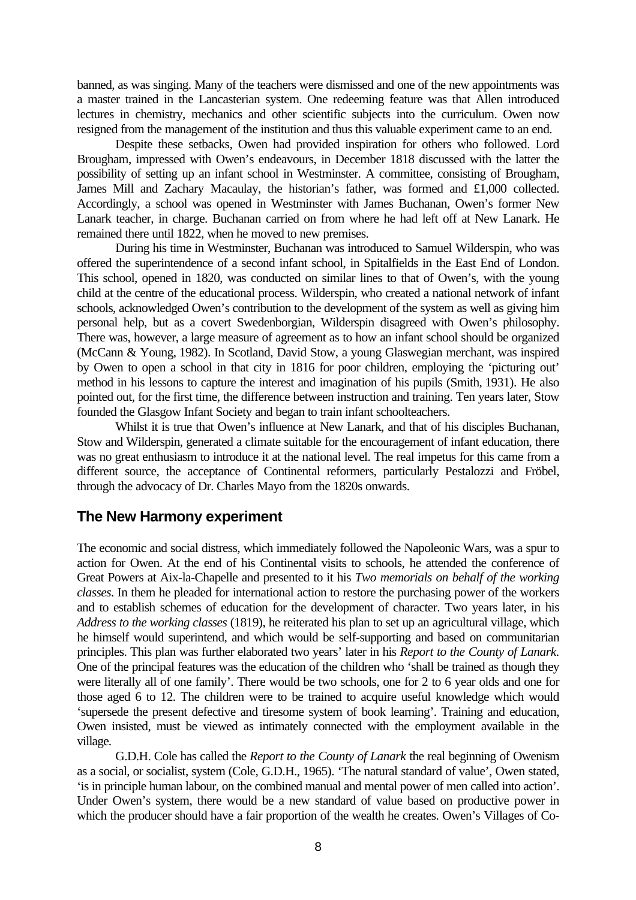banned, as was singing. Many of the teachers were dismissed and one of the new appointments was a master trained in the Lancasterian system. One redeeming feature was that Allen introduced lectures in chemistry, mechanics and other scientific subjects into the curriculum. Owen now resigned from the management of the institution and thus this valuable experiment came to an end.

Despite these setbacks, Owen had provided inspiration for others who followed. Lord Brougham, impressed with Owen's endeavours, in December 1818 discussed with the latter the possibility of setting up an infant school in Westminster. A committee, consisting of Brougham, James Mill and Zachary Macaulay, the historian's father, was formed and £1,000 collected. Accordingly, a school was opened in Westminster with James Buchanan, Owen's former New Lanark teacher, in charge. Buchanan carried on from where he had left off at New Lanark. He remained there until 1822, when he moved to new premises.

During his time in Westminster, Buchanan was introduced to Samuel Wilderspin, who was offered the superintendence of a second infant school, in Spitalfields in the East End of London. This school, opened in 1820, was conducted on similar lines to that of Owen's, with the young child at the centre of the educational process. Wilderspin, who created a national network of infant schools, acknowledged Owen's contribution to the development of the system as well as giving him personal help, but as a covert Swedenborgian, Wilderspin disagreed with Owen's philosophy. There was, however, a large measure of agreement as to how an infant school should be organized (McCann & Young, 1982). In Scotland, David Stow, a young Glaswegian merchant, was inspired by Owen to open a school in that city in 1816 for poor children, employing the 'picturing out' method in his lessons to capture the interest and imagination of his pupils (Smith, 1931). He also pointed out, for the first time, the difference between instruction and training. Ten years later, Stow founded the Glasgow Infant Society and began to train infant schoolteachers.

Whilst it is true that Owen's influence at New Lanark, and that of his disciples Buchanan, Stow and Wilderspin, generated a climate suitable for the encouragement of infant education, there was no great enthusiasm to introduce it at the national level. The real impetus for this came from a different source, the acceptance of Continental reformers, particularly Pestalozzi and Fröbel, through the advocacy of Dr. Charles Mayo from the 1820s onwards.

## The New Harmony experiment

The economic and social distress, which immediately followed the Napoleonic Wars, was a spur to action for Owen. At the end of his Continental visits to schools, he attended the conference of Great Powers at Aix-la-Chapelle and presented to it his *Two memorials on behalf of the working classes*. In them he pleaded for international action to restore the purchasing power of the workers and to establish schemes of education for the development of character. Two years later, in his *Address to the working classes* (1819), he reiterated his plan to set up an agricultural village, which he himself would superintend, and which would be self-supporting and based on communitarian principles. This plan was further elaborated two years' later in his *Report to the County of Lanark*. One of the principal features was the education of the children who 'shall be trained as though they were literally all of one family'. There would be two schools, one for 2 to 6 year olds and one for those aged 6 to 12. The children were to be trained to acquire useful knowledge which would 'supersede the present defective and tiresome system of book learning'. Training and education, Owen insisted, must be viewed as intimately connected with the employment available in the village.

G.D.H. Cole has called the *Report to the County of Lanark* the real beginning of Owenism as a social, or socialist, system (Cole, G.D.H., 1965). 'The natural standard of value', Owen stated, 'is in principle human labour, on the combined manual and mental power of men called into action'. Under Owen's system, there would be a new standard of value based on productive power in which the producer should have a fair proportion of the wealth he creates. Owen's Villages of Co-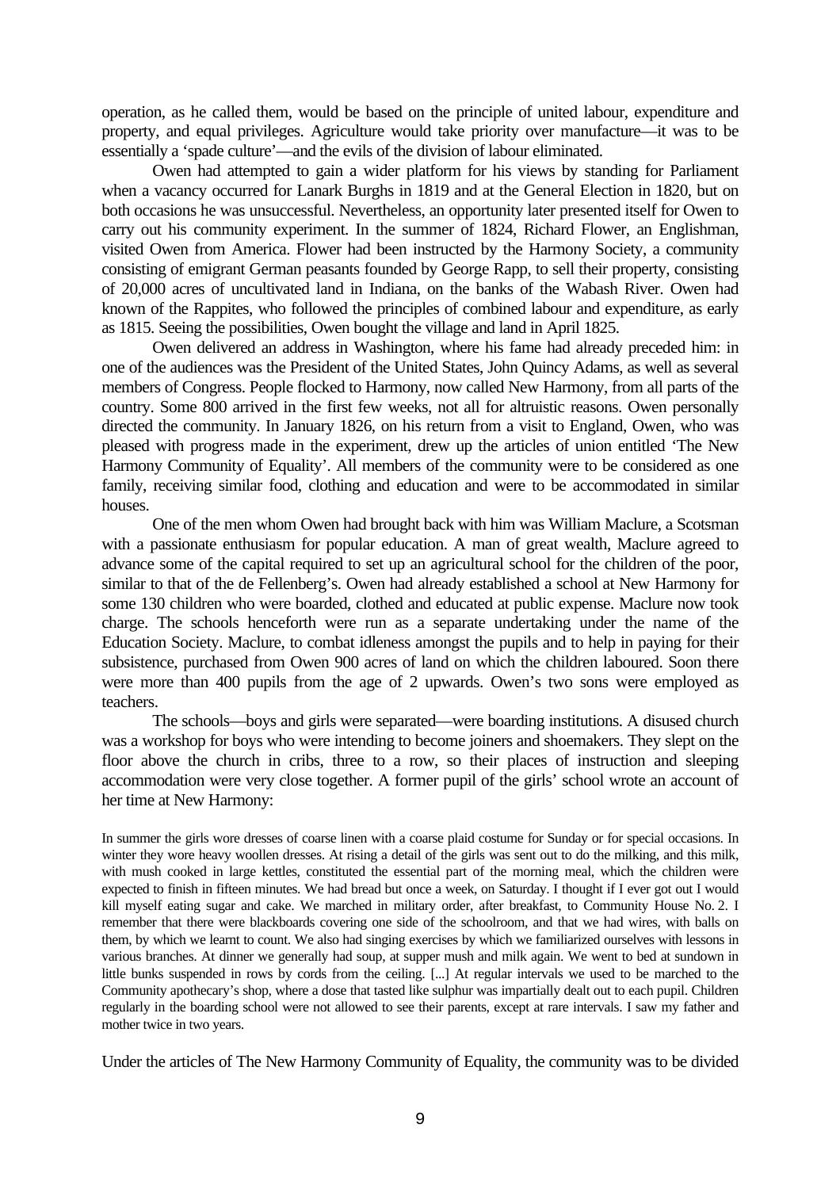operation, as he called them, would be based on the principle of united labour, expenditure and property, and equal privileges. Agriculture would take priority over manufacture—it was to be essentially a 'spade culture'—and the evils of the division of labour eliminated.

Owen had attempted to gain a wider platform for his views by standing for Parliament when a vacancy occurred for Lanark Burghs in 1819 and at the General Election in 1820, but on both occasions he was unsuccessful. Nevertheless, an opportunity later presented itself for Owen to carry out his community experiment. In the summer of 1824, Richard Flower, an Englishman, visited Owen from America. Flower had been instructed by the Harmony Society, a community consisting of emigrant German peasants founded by George Rapp, to sell their property, consisting of 20,000 acres of uncultivated land in Indiana, on the banks of the Wabash River. Owen had known of the Rappites, who followed the principles of combined labour and expenditure, as early as 1815. Seeing the possibilities, Owen bought the village and land in April 1825.

Owen delivered an address in Washington, where his fame had already preceded him: in one of the audiences was the President of the United States, John Quincy Adams, as well as several members of Congress. People flocked to Harmony, now called New Harmony, from all parts of the country. Some 800 arrived in the first few weeks, not all for altruistic reasons. Owen personally directed the community. In January 1826, on his return from a visit to England, Owen, who was pleased with progress made in the experiment, drew up the articles of union entitled 'The New Harmony Community of Equality'. All members of the community were to be considered as one family, receiving similar food, clothing and education and were to be accommodated in similar houses.

One of the men whom Owen had brought back with him was William Maclure, a Scotsman with a passionate enthusiasm for popular education. A man of great wealth, Maclure agreed to advance some of the capital required to set up an agricultural school for the children of the poor, similar to that of the de Fellenberg's. Owen had already established a school at New Harmony for some 130 children who were boarded, clothed and educated at public expense. Maclure now took charge. The schools henceforth were run as a separate undertaking under the name of the Education Society. Maclure, to combat idleness amongst the pupils and to help in paying for their subsistence, purchased from Owen 900 acres of land on which the children laboured. Soon there were more than 400 pupils from the age of 2 upwards. Owen's two sons were employed as teachers.

The schools—boys and girls were separated—were boarding institutions. A disused church was a workshop for boys who were intending to become joiners and shoemakers. They slept on the floor above the church in cribs, three to a row, so their places of instruction and sleeping accommodation were very close together. A former pupil of the girls' school wrote an account of her time at New Harmony:

> In summer the girls wore dresses of coarse linen with a coarse plaid costume for Sunday or for special occasions. In winter they wore heavy woollen dresses. At rising a detail of the girls was sent out to do the milking, and this milk, with mush cooked in large kettles, constituted the essential part of the morning meal, which the children were expected to finish in fifteen minutes. We had bread but once a week, on Saturday. I thought if I ever got out I would kill myself eating sugar and cake. We marched in military order, after breakfast, to Community House No. 2. I remember that there were blackboards covering one side of the schoolroom, and that we had wires, with balls on them, by which we learnt to count. We also had singing exercises by which we familiarized ourselves with lessons in various branches. At dinner we generally had soup, at supper mush and milk again. We went to bed at sundown in little bunks suspended in rows by cords from the ceiling. [...] At regular intervals we used to be marched to the Community apothecary's shop, where a dose that tasted like sulphur was impartially dealt out to each pupil. Children regularly in the boarding school were not allowed to see their parents, except at rare intervals. I saw my father and mother twice in two years.

Under the articles of The New Harmony Community of Equality, the community was to be divided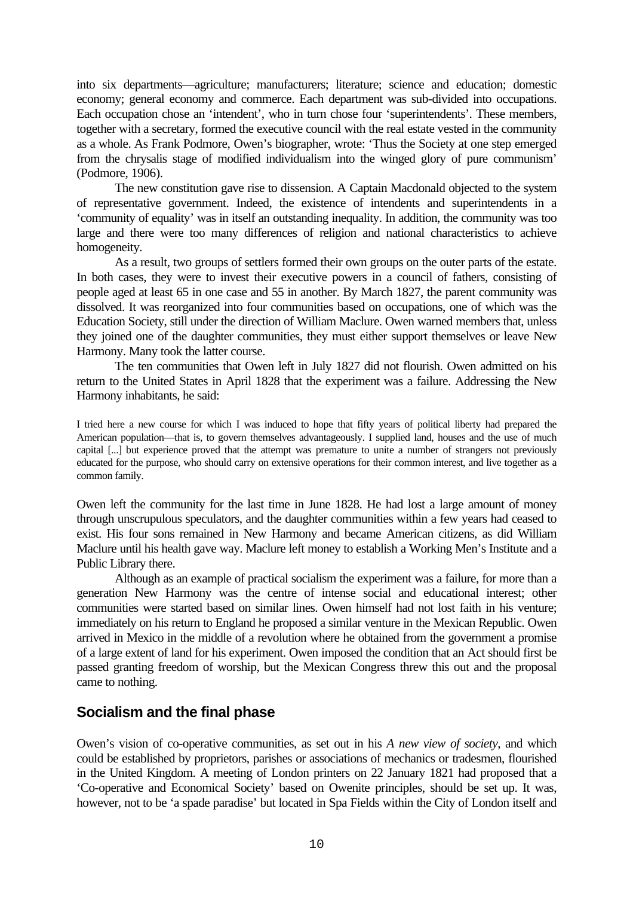into six departments—agriculture; manufacturers; literature; science and education; domestic economy; general economy and commerce. Each department was sub-divided into occupations. Each occupation chose an 'intendent', who in turn chose four 'superintendents'. These members, together with a secretary, formed the executive council with the real estate vested in the community as a whole. As Frank Podmore, Owen's biographer, wrote: 'Thus the Society at one step emerged from the chrysalis stage of modified individualism into the winged glory of pure communism' (Podmore, 1906).

The new constitution gave rise to dissension. A Captain Macdonald objected to the system of representative government. Indeed, the existence of intendents and superintendents in a 'community of equality' was in itself an outstanding inequality. In addition, the community was too large and there were too many differences of religion and national characteristics to achieve homogeneity.

As a result, two groups of settlers formed their own groups on the outer parts of the estate. In both cases, they were to invest their executive powers in a council of fathers, consisting of people aged at least 65 in one case and 55 in another. By March 1827, the parent community was dissolved. It was reorganized into four communities based on occupations, one of which was the Education Society, still under the direction of William Maclure. Owen warned members that, unless they joined one of the daughter communities, they must either support themselves or leave New Harmony. Many took the latter course.

The ten communities that Owen left in July 1827 did not flourish. Owen admitted on his return to the United States in April 1828 that the experiment was a failure. Addressing the New Harmony inhabitants, he said:

> I tried here a new course for which I was induced to hope that fifty years of political liberty had prepared the American population—that is, to govern themselves advantageously. I supplied land, houses and the use of much capital [...] but experience proved that the attempt was premature to unite a number of strangers not previously educated for the purpose, who should carry on extensive operations for their common interest, and live together as a common family.

Owen left the community for the last time in June 1828. He had lost a large amount of money through unscrupulous speculators, and the daughter communities within a few years had ceased to exist. His four sons remained in New Harmony and became American citizens, as did William Maclure until his health gave way. Maclure left money to establish a Working Men's Institute and a Public Library there.

Although as an example of practical socialism the experiment was a failure, for more than a generation New Harmony was the centre of intense social and educational interest; other communities were started based on similar lines. Owen himself had not lost faith in his venture; immediately on his return to England he proposed a similar venture in the Mexican Republic. Owen arrived in Mexico in the middle of a revolution where he obtained from the government a promise of a large extent of land for his experiment. Owen imposed the condition that an Act should first be passed granting freedom of worship, but the Mexican Congress threw this out and the proposal came to nothing.

## Socialism and the final phase

Owen's vision of co-operative communities, as set out in his *A new view of society*, and which could be established by proprietors, parishes or associations of mechanics or tradesmen, flourished in the United Kingdom. A meeting of London printers on 22 January 1821 had proposed that a 'Co-operative and Economical Society' based on Owenite principles, should be set up. It was, however, not to be 'a spade paradise' but located in Spa Fields within the City of London itself and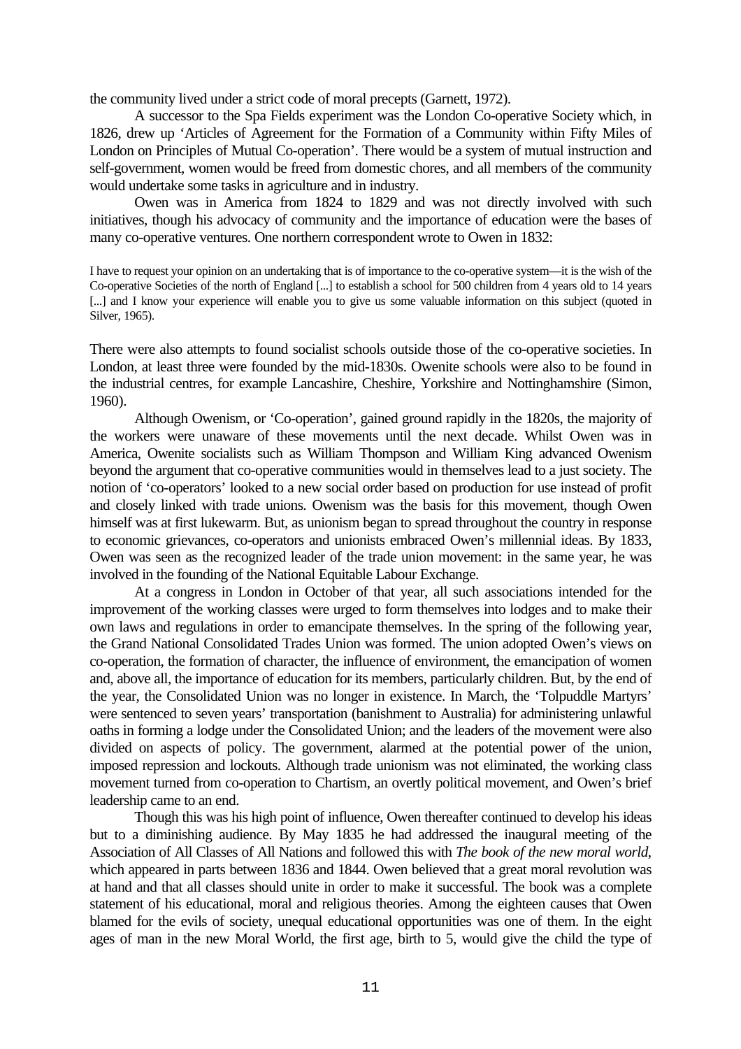the community lived under a strict code of moral precepts (Garnett, 1972).

A successor to the Spa Fields experiment was the London Co-operative Society which, in 1826, drew up 'Articles of Agreement for the Formation of a Community within Fifty Miles of London on Principles of Mutual Co-operation'. There would be a system of mutual instruction and self-government, women would be freed from domestic chores, and all members of the community would undertake some tasks in agriculture and in industry.

Owen was in America from 1824 to 1829 and was not directly involved with such initiatives, though his advocacy of community and the importance of education were the bases of many co-operative ventures. One northern correspondent wrote to Owen in 1832:

> I have to request your opinion on an undertaking that is of importance to the co-operative system—it is the wish of the Co-operative Societies of the north of England [...] to establish a school for 500 children from 4 years old to 14 years [...] and I know your experience will enable you to give us some valuable information on this subject (quoted in Silver, 1965).

There were also attempts to found socialist schools outside those of the co-operative societies. In London, at least three were founded by the mid-1830s. Owenite schools were also to be found in the industrial centres, for example Lancashire, Cheshire, Yorkshire and Nottinghamshire (Simon, 1960).

Although Owenism, or 'Co-operation', gained ground rapidly in the 1820s, the majority of the workers were unaware of these movements until the next decade. Whilst Owen was in America, Owenite socialists such as William Thompson and William King advanced Owenism beyond the argument that co-operative communities would in themselves lead to a just society. The notion of 'co-operators' looked to a new social order based on production for use instead of profit and closely linked with trade unions. Owenism was the basis for this movement, though Owen himself was at first lukewarm. But, as unionism began to spread throughout the country in response to economic grievances, co-operators and unionists embraced Owen's millennial ideas. By 1833, Owen was seen as the recognized leader of the trade union movement: in the same year, he was involved in the founding of the National Equitable Labour Exchange.

At a congress in London in October of that year, all such associations intended for the improvement of the working classes were urged to form themselves into lodges and to make their own laws and regulations in order to emancipate themselves. In the spring of the following year, the Grand National Consolidated Trades Union was formed. The union adopted Owen's views on co-operation, the formation of character, the influence of environment, the emancipation of women and, above all, the importance of education for its members, particularly children. But, by the end of the year, the Consolidated Union was no longer in existence. In March, the 'Tolpuddle Martyrs' were sentenced to seven years' transportation (banishment to Australia) for administering unlawful oaths in forming a lodge under the Consolidated Union; and the leaders of the movement were also divided on aspects of policy. The government, alarmed at the potential power of the union, imposed repression and lockouts. Although trade unionism was not eliminated, the working class movement turned from co-operation to Chartism, an overtly political movement, and Owen's brief leadership came to an end.

Though this was his high point of influence, Owen thereafter continued to develop his ideas but to a diminishing audience. By May 1835 he had addressed the inaugural meeting of the Association of All Classes of All Nations and followed this with *The book of the new moral world*, which appeared in parts between 1836 and 1844. Owen believed that a great moral revolution was at hand and that all classes should unite in order to make it successful. The book was a complete statement of his educational, moral and religious theories. Among the eighteen causes that Owen blamed for the evils of society, unequal educational opportunities was one of them. In the eight ages of man in the new Moral World, the first age, birth to 5, would give the child the type of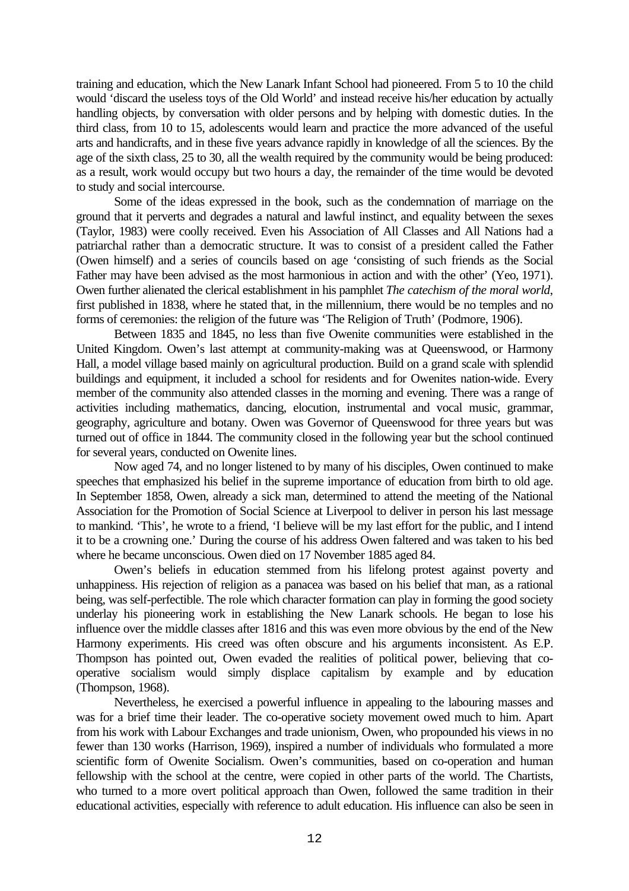training and education, which the New Lanark Infant School had pioneered. From 5 to 10 the child would 'discard the useless toys of the Old World' and instead receive his/her education by actually handling objects, by conversation with older persons and by helping with domestic duties. In the third class, from 10 to 15, adolescents would learn and practice the more advanced of the useful arts and handicrafts, and in these five years advance rapidly in knowledge of all the sciences. By the age of the sixth class, 25 to 30, all the wealth required by the community would be being produced: as a result, work would occupy but two hours a day, the remainder of the time would be devoted to study and social intercourse.

Some of the ideas expressed in the book, such as the condemnation of marriage on the ground that it perverts and degrades a natural and lawful instinct, and equality between the sexes (Taylor, 1983) were coolly received. Even his Association of All Classes and All Nations had a patriarchal rather than a democratic structure. It was to consist of a president called the Father (Owen himself) and a series of councils based on age 'consisting of such friends as the Social Father may have been advised as the most harmonious in action and with the other' (Yeo, 1971). Owen further alienated the clerical establishment in his pamphlet *The catechism of the moral world*, first published in 1838, where he stated that, in the millennium, there would be no temples and no forms of ceremonies: the religion of the future was 'The Religion of Truth' (Podmore, 1906).

Between 1835 and 1845, no less than five Owenite communities were established in the United Kingdom. Owen's last attempt at community-making was at Queenswood, or Harmony Hall, a model village based mainly on agricultural production. Build on a grand scale with splendid buildings and equipment, it included a school for residents and for Owenites nation-wide. Every member of the community also attended classes in the morning and evening. There was a range of activities including mathematics, dancing, elocution, instrumental and vocal music, grammar, geography, agriculture and botany. Owen was Governor of Queenswood for three years but was turned out of office in 1844. The community closed in the following year but the school continued for several years, conducted on Owenite lines.

Now aged 74, and no longer listened to by many of his disciples, Owen continued to make speeches that emphasized his belief in the supreme importance of education from birth to old age. In September 1858, Owen, already a sick man, determined to attend the meeting of the National Association for the Promotion of Social Science at Liverpool to deliver in person his last message to mankind. 'This', he wrote to a friend, 'I believe will be my last effort for the public, and I intend it to be a crowning one.' During the course of his address Owen faltered and was taken to his bed where he became unconscious. Owen died on 17 November 1885 aged 84.

Owen's beliefs in education stemmed from his lifelong protest against poverty and unhappiness. His rejection of religion as a panacea was based on his belief that man, as a rational being, was self-perfectible. The role which character formation can play in forming the good society underlay his pioneering work in establishing the New Lanark schools. He began to lose his influence over the middle classes after 1816 and this was even more obvious by the end of the New Harmony experiments. His creed was often obscure and his arguments inconsistent. As E.P. Thompson has pointed out, Owen evaded the realities of political power, believing that co-operative socialism would simply displace capitalism by example and by education (Thompson, 1968).

Nevertheless, he exercised a powerful influence in appealing to the labouring masses and was for a brief time their leader. The co-operative society movement owed much to him. Apart from his work with Labour Exchanges and trade unionism, Owen, who propounded his views in no fewer than 130 works (Harrison, 1969), inspired a number of individuals who formulated a more scientific form of Owenite Socialism. Owen's communities, based on co-operation and human fellowship with the school at the centre, were copied in other parts of the world. The Chartists, who turned to a more overt political approach than Owen, followed the same tradition in their educational activities, especially with reference to adult education. His influence can also be seen in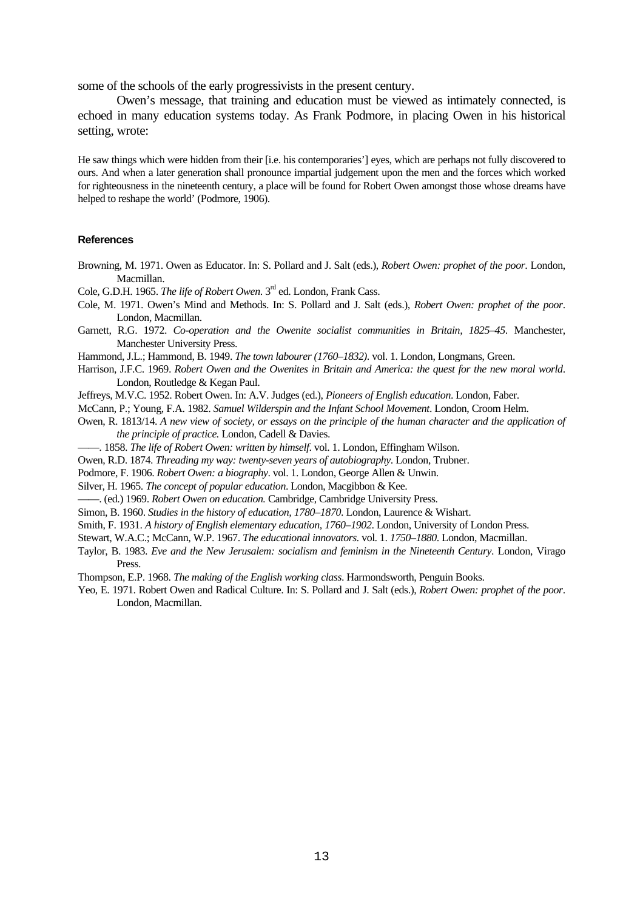some of the schools of the early progressivists in the present century.

Owen's message, that training and education must be viewed as intimately connected, is echoed in many education systems today. As Frank Podmore, in placing Owen in his historical setting, wrote:

> He saw things which were hidden from their [i.e. his contemporaries'] eyes, which are perhaps not fully discovered to ours. And when a later generation shall pronounce impartial judgement upon the men and the forces which worked for righteousness in the nineteenth century, a place will be found for Robert Owen amongst those whose dreams have helped to reshape the world' (Podmore, 1906).

#### References

Browning, M. 1971. Owen as Educator. In: S. Pollard and J. Salt (eds.), *Robert Owen: prophet of the poor*. London, Macmillan.

Cole, G.D.H. 1965. *The life of Robert Owen*. 3rd ed. London, Frank Cass.

Cole, M. 1971. Owen's Mind and Methods. In: S. Pollard and J. Salt (eds.), *Robert Owen: prophet of the poor*. London, Macmillan.

Garnett, R.G. 1972. *Co-operation and the Owenite socialist communities in Britain, 1825–45*. Manchester, Manchester University Press.

Hammond, J.L.; Hammond, B. 1949. *The town labourer (1760–1832)*. vol. 1. London, Longmans, Green.

Harrison, J.F.C. 1969. *Robert Owen and the Owenites in Britain and America: the quest for the new moral world*. London, Routledge & Kegan Paul.

Jeffreys, M.V.C. 1952. Robert Owen. In: A.V. Judges (ed.), *Pioneers of English education*. London, Faber.

McCann, P.; Young, F.A. 1982. *Samuel Wilderspin and the Infant School Movement*. London, Croom Helm.

Owen, R. 1813/14. *A new view of society, or essays on the principle of the human character and the application of the principle of practice.* London, Cadell & Davies.

——. 1858. *The life of Robert Owen: written by himself*. vol. 1. London, Effingham Wilson.

Owen, R.D. 1874. *Threading my way: twenty-seven years of autobiography*. London, Trubner.

Podmore, F. 1906. *Robert Owen: a biography*. vol. 1. London, George Allen & Unwin.

Silver, H. 1965. *The concept of popular education*. London, Macgibbon & Kee.

——. (ed.) 1969. *Robert Owen on education.* Cambridge, Cambridge University Press.

Simon, B. 1960. *Studies in the history of education, 1780–1870*. London, Laurence & Wishart.

Smith, F. 1931. *A history of English elementary education, 1760–1902*. London, University of London Press.

Stewart, W.A.C.; McCann, W.P. 1967. *The educational innovators*. vol. 1. *1750–1880*. London, Macmillan.

Taylor, B. 1983. *Eve and the New Jerusalem: socialism and feminism in the Nineteenth Century*. London, Virago Press.

Thompson, E.P. 1968. *The making of the English working class*. Harmondsworth, Penguin Books.

Yeo, E. 1971. Robert Owen and Radical Culture. In: S. Pollard and J. Salt (eds.), *Robert Owen: prophet of the poor*. London, Macmillan.